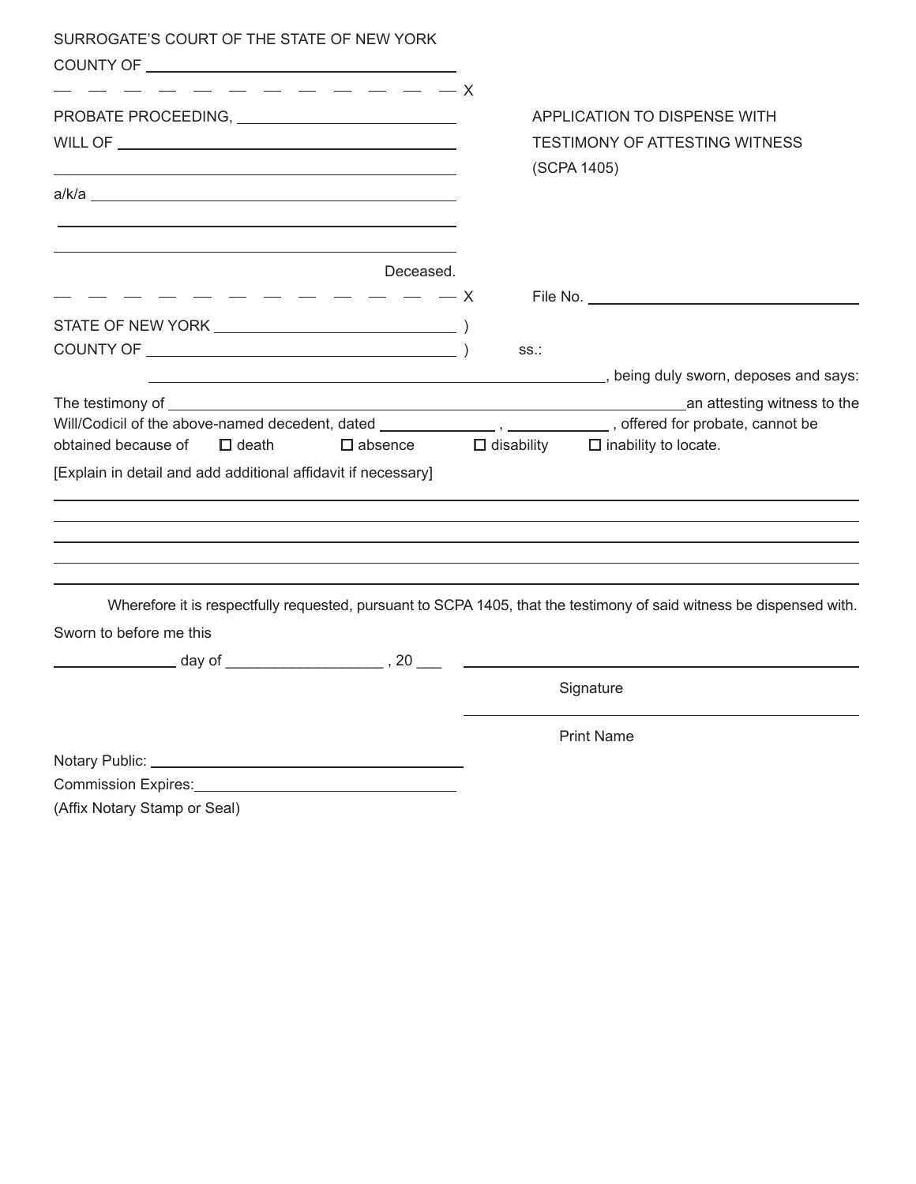SURROGATE'S COURT OF THE STATE OF NEW YORK

COUNTY OF ______________________________

— — — — — — — — — — — — X

PROBATE PROCEEDING, ______________________

WILL OF ______________________________

______________________________

a/k/a ______________________________

______________________________

______________________________

Deceased.

— — — — — — — — — — — — X

APPLICATION TO DISPENSE WITH TESTIMONY OF ATTESTING WITNESS (SCPA 1405)

File No. ______________________

STATE OF NEW YORK ______________________ )

COUNTY OF ______________________ ) ss.:

______________________________, being duly sworn, deposes and says:

The testimony of ______________________________ an attesting witness to the Will/Codicil of the above-named decedent, dated ____________ , ____________ , offered for probate, cannot be obtained because of ☐ death ☐ absence ☐ disability ☐ inability to locate.

[Explain in detail and add additional affidavit if necessary]

______________________________________________________________

______________________________________________________________

______________________________________________________________

______________________________________________________________

______________________________________________________________

Wherefore it is respectfully requested, pursuant to SCPA 1405, that the testimony of said witness be dispensed with.

Sworn to before me this

____________ day of ________________ , 20 ___

______________________________
Signature

______________________________
Print Name

Notary Public: ______________________________

Commission Expires: ______________________________

(Affix Notary Stamp or Seal)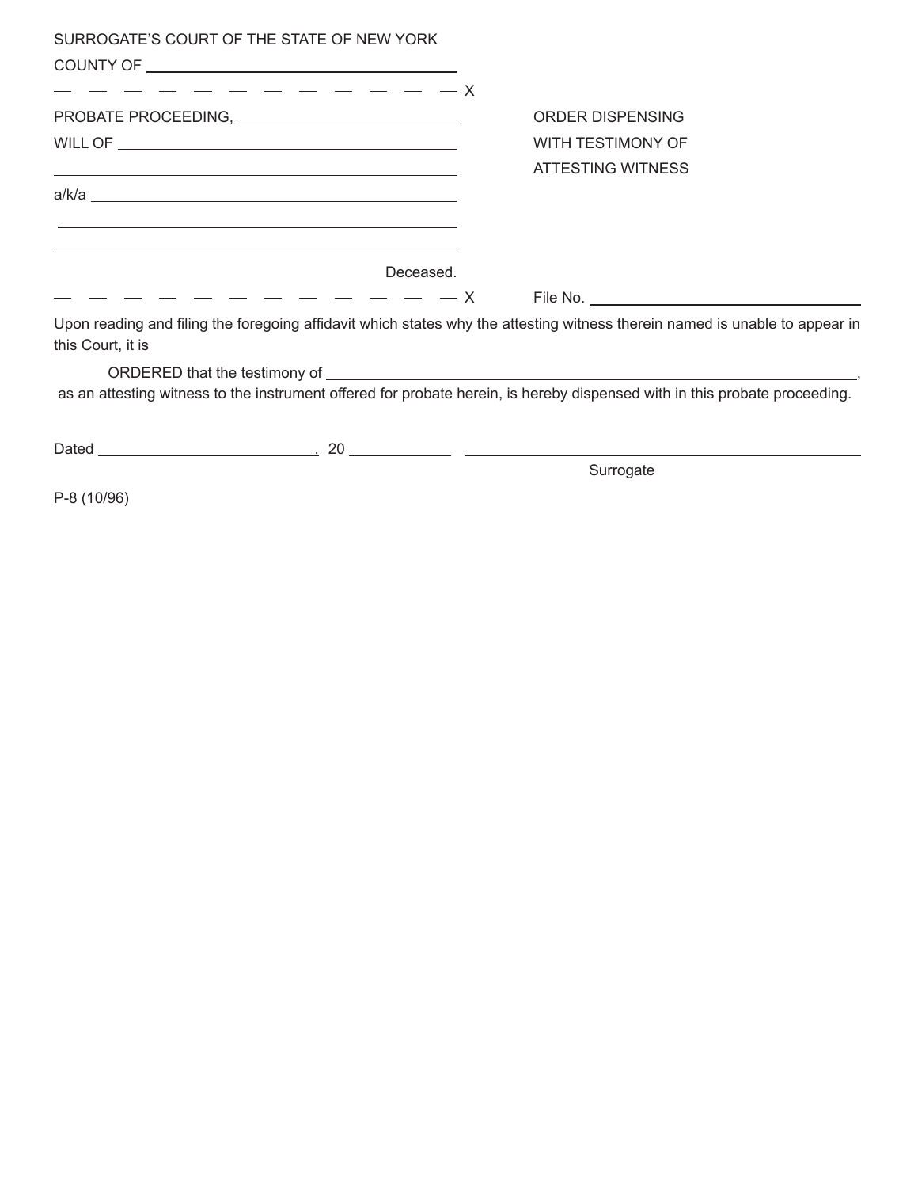SURROGATE'S COURT OF THE STATE OF NEW YORK
COUNTY OF ______________________________

— — — — — — — — — — — — X

PROBATE PROCEEDING, ____________________
WILL OF ________________________________
________________________________________
a/k/a __________________________________
________________________________________
________________________________________

Deceased.

— — — — — — — — — — — — X

**ORDER DISPENSING WITH TESTIMONY OF ATTESTING WITNESS**

File No. ______________________

Upon reading and filing the foregoing affidavit which states why the attesting witness therein named is unable to appear in this Court, it is

ORDERED that the testimony of ________________________________________________, as an attesting witness to the instrument offered for probate herein, is hereby dispensed with in this probate proceeding.

Dated ____________________, 20 ________

________________________________________
Surrogate

P-8 (10/96)